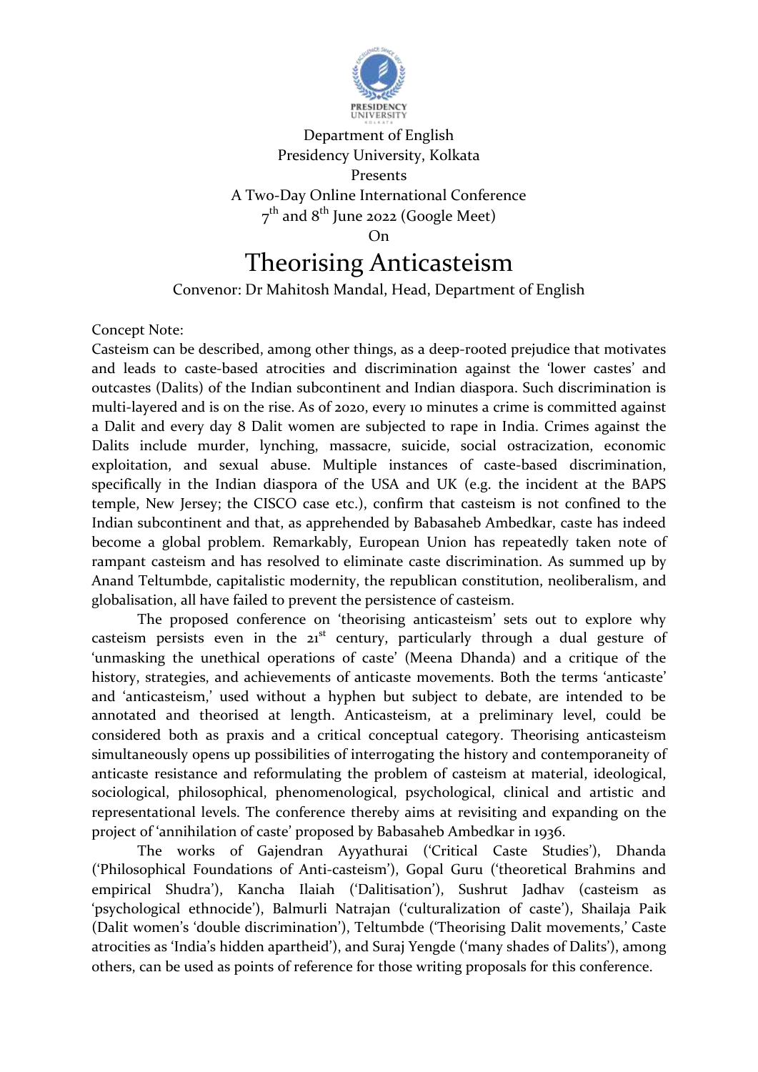Department of English
Presidency University, Kolkata
Presents
A Two-Day Online International Conference
7th and 8th June 2022 (Google Meet)
On

# Theorising Anticasteism

Convenor: Dr Mahitosh Mandal, Head, Department of English

Concept Note:

Casteism can be described, among other things, as a deep-rooted prejudice that motivates and leads to caste-based atrocities and discrimination against the 'lower castes' and outcastes (Dalits) of the Indian subcontinent and Indian diaspora. Such discrimination is multi-layered and is on the rise. As of 2020, every 10 minutes a crime is committed against a Dalit and every day 8 Dalit women are subjected to rape in India. Crimes against the Dalits include murder, lynching, massacre, suicide, social ostracization, economic exploitation, and sexual abuse. Multiple instances of caste-based discrimination, specifically in the Indian diaspora of the USA and UK (e.g. the incident at the BAPS temple, New Jersey; the CISCO case etc.), confirm that casteism is not confined to the Indian subcontinent and that, as apprehended by Babasaheb Ambedkar, caste has indeed become a global problem. Remarkably, European Union has repeatedly taken note of rampant casteism and has resolved to eliminate caste discrimination. As summed up by Anand Teltumbde, capitalistic modernity, the republican constitution, neoliberalism, and globalisation, all have failed to prevent the persistence of casteism.

The proposed conference on 'theorising anticasteism' sets out to explore why casteism persists even in the 21st century, particularly through a dual gesture of 'unmasking the unethical operations of caste' (Meena Dhanda) and a critique of the history, strategies, and achievements of anticaste movements. Both the terms 'anticaste' and 'anticasteism,' used without a hyphen but subject to debate, are intended to be annotated and theorised at length. Anticasteism, at a preliminary level, could be considered both as praxis and a critical conceptual category. Theorising anticasteism simultaneously opens up possibilities of interrogating the history and contemporaneity of anticaste resistance and reformulating the problem of casteism at material, ideological, sociological, philosophical, phenomenological, psychological, clinical and artistic and representational levels. The conference thereby aims at revisiting and expanding on the project of 'annihilation of caste' proposed by Babasaheb Ambedkar in 1936.

The works of Gajendran Ayyathurai ('Critical Caste Studies'), Dhanda ('Philosophical Foundations of Anti-casteism'), Gopal Guru ('theoretical Brahmins and empirical Shudra'), Kancha Ilaiah ('Dalitisation'), Sushrut Jadhav (casteism as 'psychological ethnocide'), Balmurli Natrajan ('culturalization of caste'), Shailaja Paik (Dalit women's 'double discrimination'), Teltumbde ('Theorising Dalit movements,' Caste atrocities as 'India's hidden apartheid'), and Suraj Yengde ('many shades of Dalits'), among others, can be used as points of reference for those writing proposals for this conference.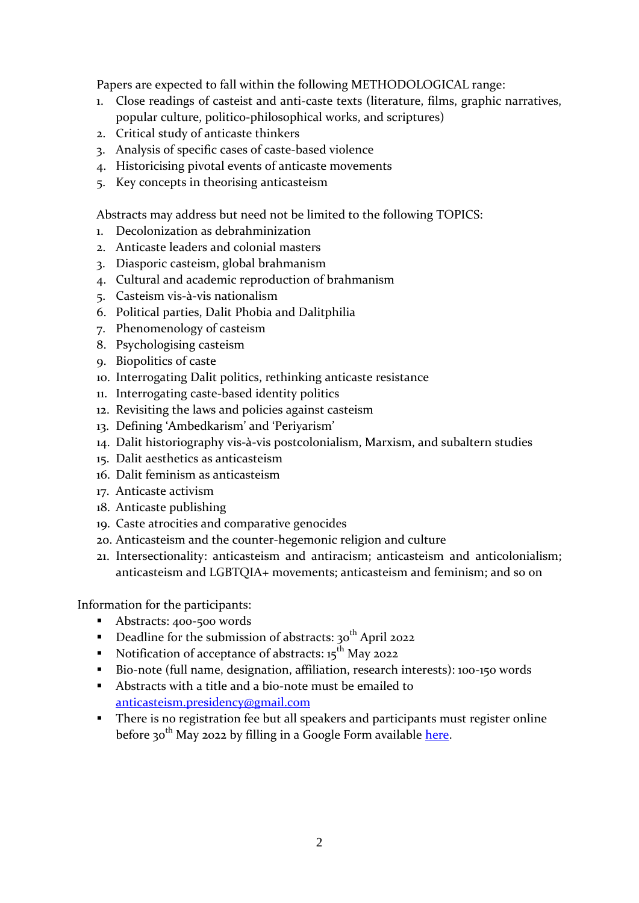Papers are expected to fall within the following METHODOLOGICAL range:

1. Close readings of casteist and anti-caste texts (literature, films, graphic narratives, popular culture, politico-philosophical works, and scriptures)
2. Critical study of anticaste thinkers
3. Analysis of specific cases of caste-based violence
4. Historicising pivotal events of anticaste movements
5. Key concepts in theorising anticasteism

Abstracts may address but need not be limited to the following TOPICS:

1. Decolonization as debrahminization
2. Anticaste leaders and colonial masters
3. Diasporic casteism, global brahmanism
4. Cultural and academic reproduction of brahmanism
5. Casteism vis-à-vis nationalism
6. Political parties, Dalit Phobia and Dalitphilia
7. Phenomenology of casteism
8. Psychologising casteism
9. Biopolitics of caste
10. Interrogating Dalit politics, rethinking anticaste resistance
11. Interrogating caste-based identity politics
12. Revisiting the laws and policies against casteism
13. Defining 'Ambedkarism' and 'Periyarism'
14. Dalit historiography vis-à-vis postcolonialism, Marxism, and subaltern studies
15. Dalit aesthetics as anticasteism
16. Dalit feminism as anticasteism
17. Anticaste activism
18. Anticaste publishing
19. Caste atrocities and comparative genocides
20. Anticasteism and the counter-hegemonic religion and culture
21. Intersectionality: anticasteism and antiracism; anticasteism and anticolonialism; anticasteism and LGBTQIA+ movements; anticasteism and feminism; and so on

Information for the participants:

- Abstracts: 400-500 words
- Deadline for the submission of abstracts: 30th April 2022
- Notification of acceptance of abstracts: 15th May 2022
- Bio-note (full name, designation, affiliation, research interests): 100-150 words
- Abstracts with a title and a bio-note must be emailed to anticasteism.presidency@gmail.com
- There is no registration fee but all speakers and participants must register online before 30th May 2022 by filling in a Google Form available here.